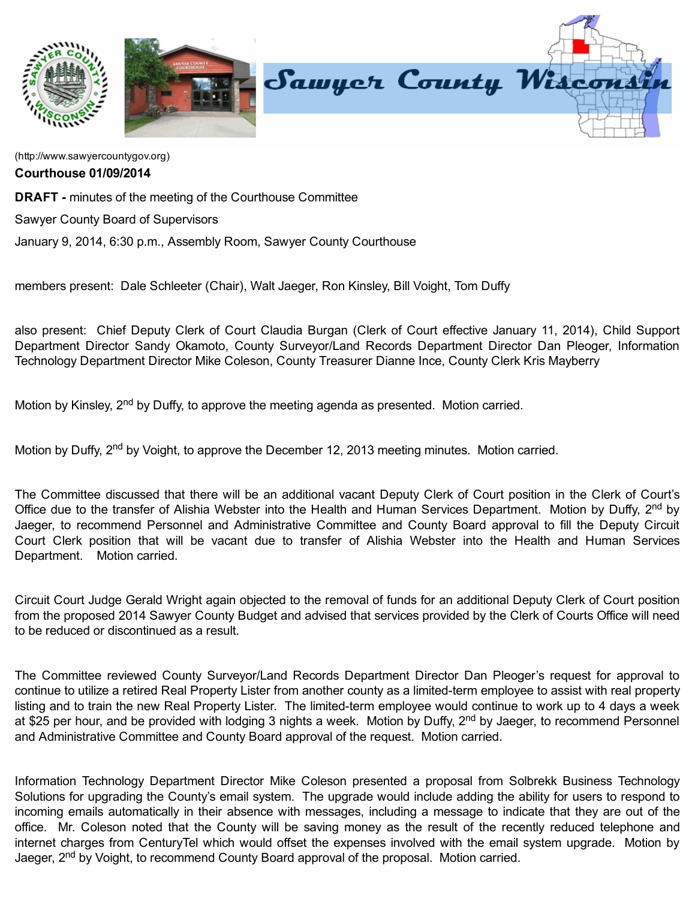(http://www.sawyercountygov.org)

**Courthouse 01/09/2014**

**DRAFT -** minutes of the meeting of the Courthouse Committee

Sawyer County Board of Supervisors

January 9, 2014, 6:30 p.m., Assembly Room, Sawyer County Courthouse

members present: Dale Schleeter (Chair), Walt Jaeger, Ron Kinsley, Bill Voight, Tom Duffy

also present: Chief Deputy Clerk of Court Claudia Burgan (Clerk of Court effective January 11, 2014), Child Support Department Director Sandy Okamoto, County Surveyor/Land Records Department Director Dan Pleoger, Information Technology Department Director Mike Coleson, County Treasurer Dianne Ince, County Clerk Kris Mayberry

Motion by Kinsley, 2nd by Duffy, to approve the meeting agenda as presented. Motion carried.

Motion by Duffy, 2nd by Voight, to approve the December 12, 2013 meeting minutes. Motion carried.

The Committee discussed that there will be an additional vacant Deputy Clerk of Court position in the Clerk of Court's Office due to the transfer of Alishia Webster into the Health and Human Services Department. Motion by Duffy, 2nd by Jaeger, to recommend Personnel and Administrative Committee and County Board approval to fill the Deputy Circuit Court Clerk position that will be vacant due to transfer of Alishia Webster into the Health and Human Services Department. Motion carried.

Circuit Court Judge Gerald Wright again objected to the removal of funds for an additional Deputy Clerk of Court position from the proposed 2014 Sawyer County Budget and advised that services provided by the Clerk of Courts Office will need to be reduced or discontinued as a result.

The Committee reviewed County Surveyor/Land Records Department Director Dan Pleoger's request for approval to continue to utilize a retired Real Property Lister from another county as a limited-term employee to assist with real property listing and to train the new Real Property Lister. The limited-term employee would continue to work up to 4 days a week at $25 per hour, and be provided with lodging 3 nights a week. Motion by Duffy, 2nd by Jaeger, to recommend Personnel and Administrative Committee and County Board approval of the request. Motion carried.

Information Technology Department Director Mike Coleson presented a proposal from Solbrekk Business Technology Solutions for upgrading the County's email system. The upgrade would include adding the ability for users to respond to incoming emails automatically in their absence with messages, including a message to indicate that they are out of the office. Mr. Coleson noted that the County will be saving money as the result of the recently reduced telephone and internet charges from CenturyTel which would offset the expenses involved with the email system upgrade. Motion by Jaeger, 2nd by Voight, to recommend County Board approval of the proposal. Motion carried.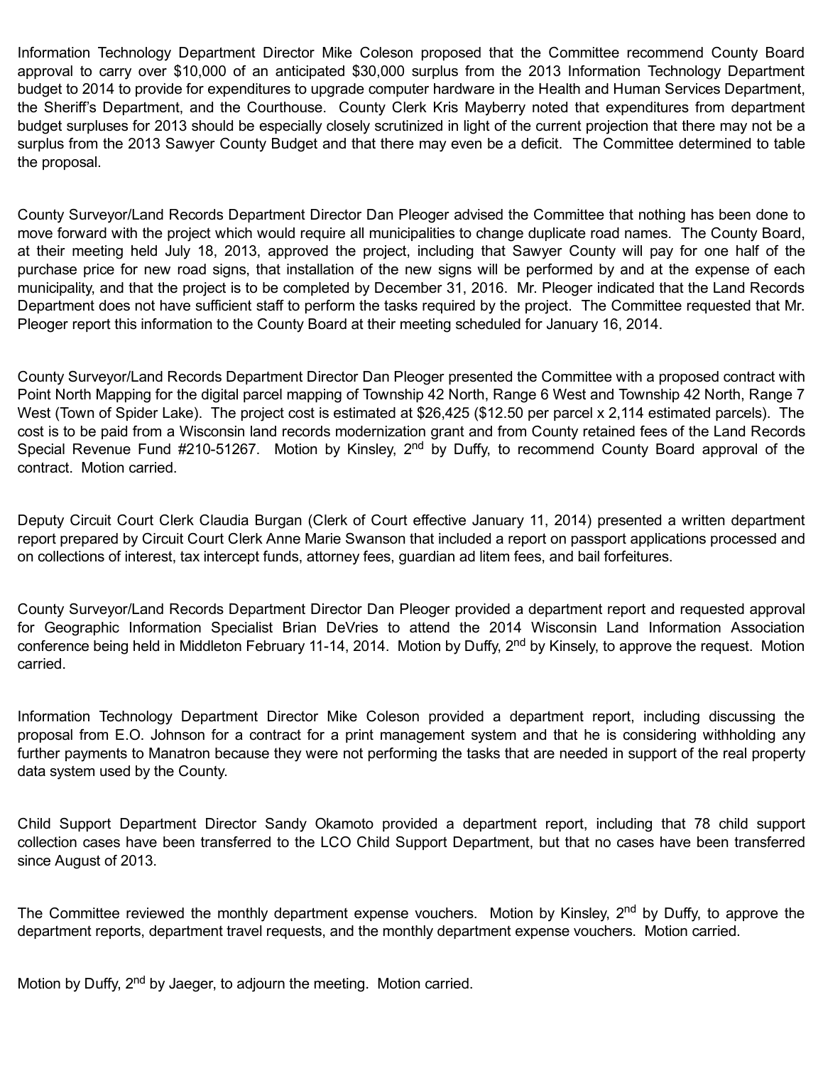Information Technology Department Director Mike Coleson proposed that the Committee recommend County Board approval to carry over $10,000 of an anticipated $30,000 surplus from the 2013 Information Technology Department budget to 2014 to provide for expenditures to upgrade computer hardware in the Health and Human Services Department, the Sheriff's Department, and the Courthouse. County Clerk Kris Mayberry noted that expenditures from department budget surpluses for 2013 should be especially closely scrutinized in light of the current projection that there may not be a surplus from the 2013 Sawyer County Budget and that there may even be a deficit. The Committee determined to table the proposal.

County Surveyor/Land Records Department Director Dan Pleoger advised the Committee that nothing has been done to move forward with the project which would require all municipalities to change duplicate road names. The County Board, at their meeting held July 18, 2013, approved the project, including that Sawyer County will pay for one half of the purchase price for new road signs, that installation of the new signs will be performed by and at the expense of each municipality, and that the project is to be completed by December 31, 2016. Mr. Pleoger indicated that the Land Records Department does not have sufficient staff to perform the tasks required by the project. The Committee requested that Mr. Pleoger report this information to the County Board at their meeting scheduled for January 16, 2014.

County Surveyor/Land Records Department Director Dan Pleoger presented the Committee with a proposed contract with Point North Mapping for the digital parcel mapping of Township 42 North, Range 6 West and Township 42 North, Range 7 West (Town of Spider Lake). The project cost is estimated at $26,425 ($12.50 per parcel x 2,114 estimated parcels). The cost is to be paid from a Wisconsin land records modernization grant and from County retained fees of the Land Records Special Revenue Fund #210-51267. Motion by Kinsley, 2nd by Duffy, to recommend County Board approval of the contract. Motion carried.

Deputy Circuit Court Clerk Claudia Burgan (Clerk of Court effective January 11, 2014) presented a written department report prepared by Circuit Court Clerk Anne Marie Swanson that included a report on passport applications processed and on collections of interest, tax intercept funds, attorney fees, guardian ad litem fees, and bail forfeitures.

County Surveyor/Land Records Department Director Dan Pleoger provided a department report and requested approval for Geographic Information Specialist Brian DeVries to attend the 2014 Wisconsin Land Information Association conference being held in Middleton February 11-14, 2014. Motion by Duffy, 2nd by Kinsely, to approve the request. Motion carried.

Information Technology Department Director Mike Coleson provided a department report, including discussing the proposal from E.O. Johnson for a contract for a print management system and that he is considering withholding any further payments to Manatron because they were not performing the tasks that are needed in support of the real property data system used by the County.

Child Support Department Director Sandy Okamoto provided a department report, including that 78 child support collection cases have been transferred to the LCO Child Support Department, but that no cases have been transferred since August of 2013.

The Committee reviewed the monthly department expense vouchers. Motion by Kinsley, 2nd by Duffy, to approve the department reports, department travel requests, and the monthly department expense vouchers. Motion carried.

Motion by Duffy, 2nd by Jaeger, to adjourn the meeting. Motion carried.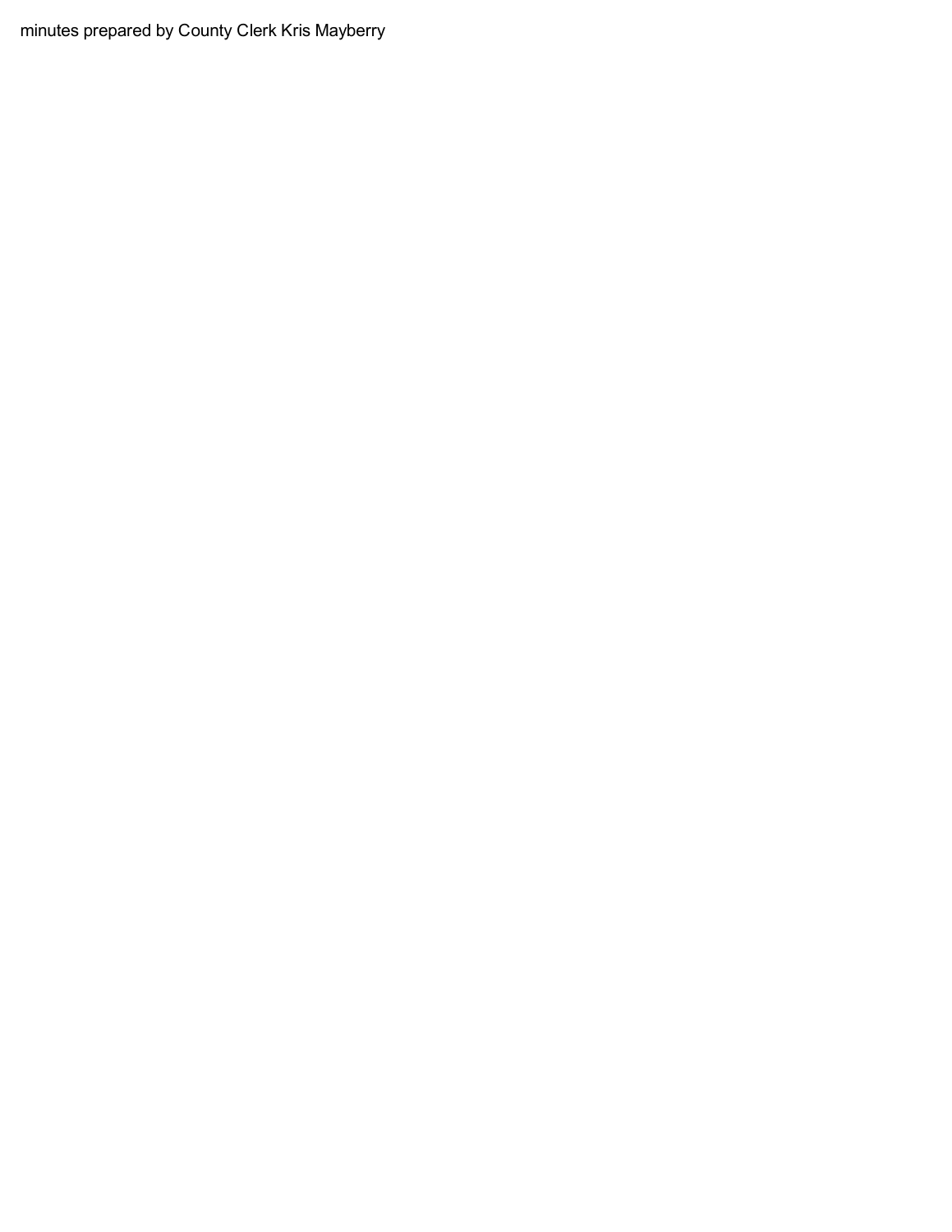minutes prepared by County Clerk Kris Mayberry